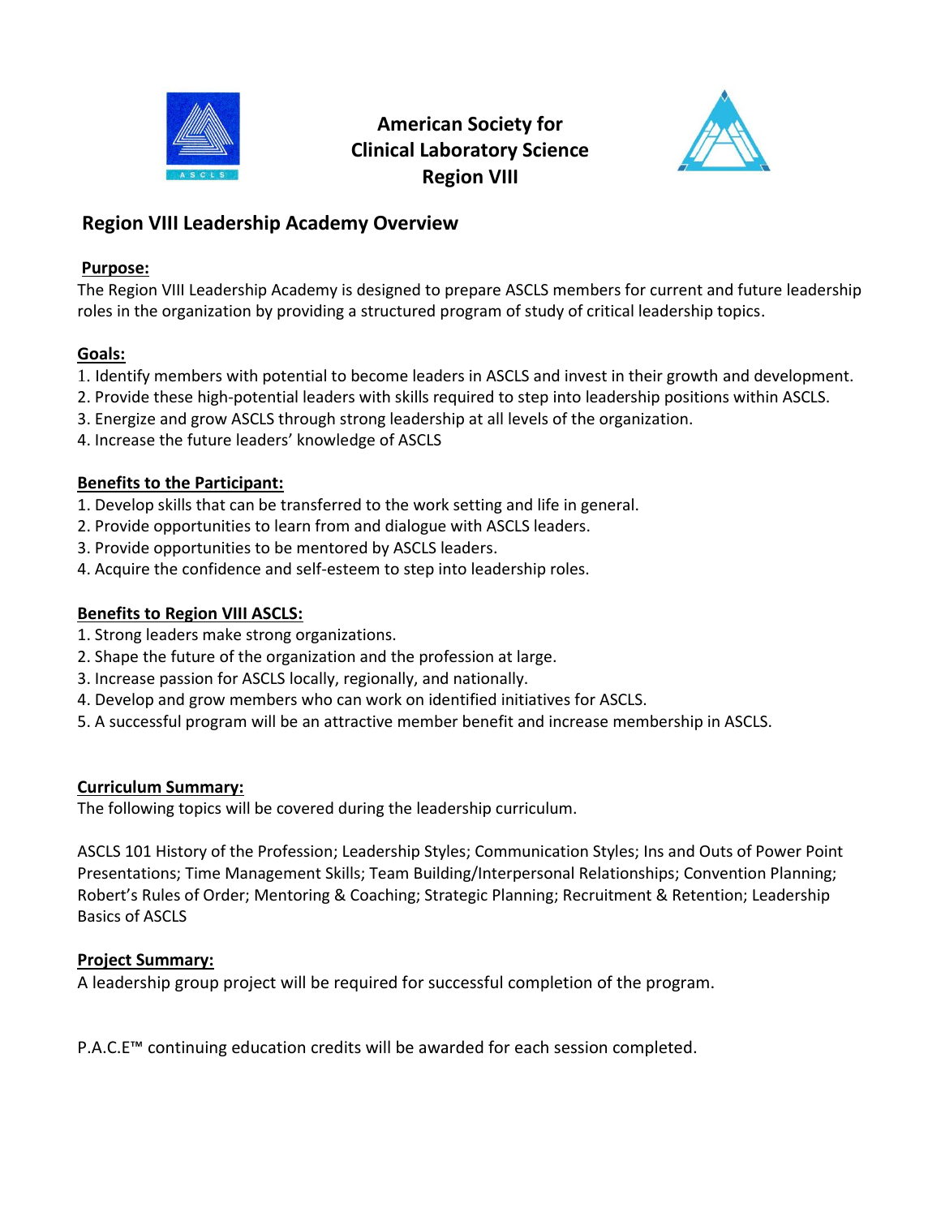# American Society for Clinical Laboratory Science Region VIII

## Region VIII Leadership Academy Overview

**Purpose:**

The Region VIII Leadership Academy is designed to prepare ASCLS members for current and future leadership roles in the organization by providing a structured program of study of critical leadership topics.

**Goals:**

1. Identify members with potential to become leaders in ASCLS and invest in their growth and development.
2. Provide these high-potential leaders with skills required to step into leadership positions within ASCLS.
3. Energize and grow ASCLS through strong leadership at all levels of the organization.
4. Increase the future leaders' knowledge of ASCLS

**Benefits to the Participant:**

1. Develop skills that can be transferred to the work setting and life in general.
2. Provide opportunities to learn from and dialogue with ASCLS leaders.
3. Provide opportunities to be mentored by ASCLS leaders.
4. Acquire the confidence and self-esteem to step into leadership roles.

**Benefits to Region VIII ASCLS:**

1. Strong leaders make strong organizations.
2. Shape the future of the organization and the profession at large.
3. Increase passion for ASCLS locally, regionally, and nationally.
4. Develop and grow members who can work on identified initiatives for ASCLS.
5. A successful program will be an attractive member benefit and increase membership in ASCLS.

**Curriculum Summary:**

The following topics will be covered during the leadership curriculum.

ASCLS 101 History of the Profession; Leadership Styles; Communication Styles; Ins and Outs of Power Point Presentations; Time Management Skills; Team Building/Interpersonal Relationships; Convention Planning; Robert's Rules of Order; Mentoring & Coaching; Strategic Planning; Recruitment & Retention; Leadership Basics of ASCLS

**Project Summary:**

A leadership group project will be required for successful completion of the program.

P.A.C.E™ continuing education credits will be awarded for each session completed.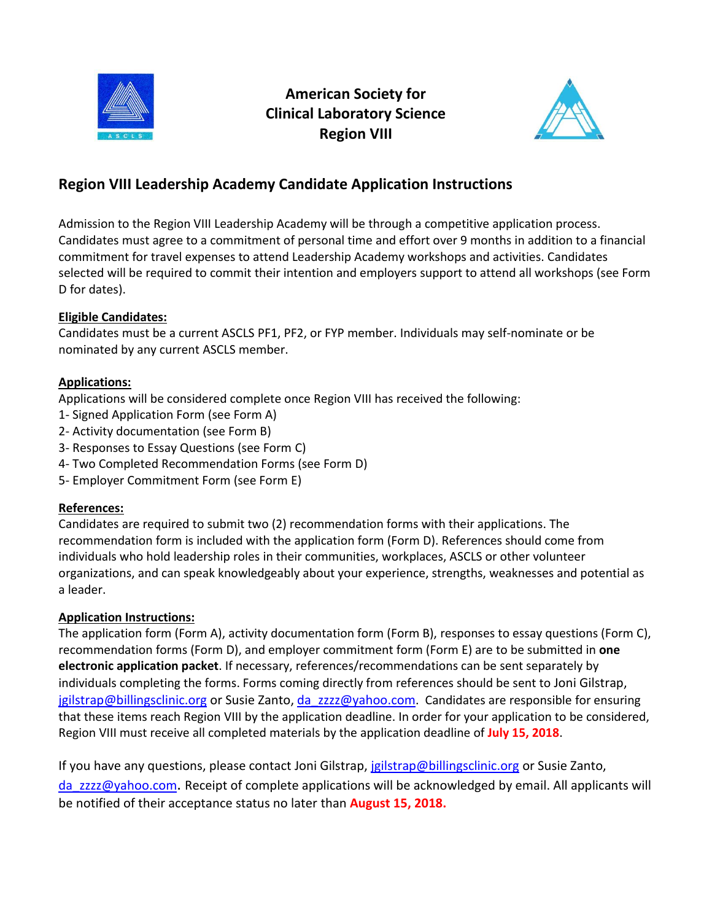# American Society for Clinical Laboratory Science Region VIII

## Region VIII Leadership Academy Candidate Application Instructions

Admission to the Region VIII Leadership Academy will be through a competitive application process. Candidates must agree to a commitment of personal time and effort over 9 months in addition to a financial commitment for travel expenses to attend Leadership Academy workshops and activities. Candidates selected will be required to commit their intention and employers support to attend all workshops (see Form D for dates).

**Eligible Candidates:**

Candidates must be a current ASCLS PF1, PF2, or FYP member. Individuals may self-nominate or be nominated by any current ASCLS member.

**Applications:**

Applications will be considered complete once Region VIII has received the following:

1- Signed Application Form (see Form A)
2- Activity documentation (see Form B)
3- Responses to Essay Questions (see Form C)
4- Two Completed Recommendation Forms (see Form D)
5- Employer Commitment Form (see Form E)

**References:**

Candidates are required to submit two (2) recommendation forms with their applications. The recommendation form is included with the application form (Form D). References should come from individuals who hold leadership roles in their communities, workplaces, ASCLS or other volunteer organizations, and can speak knowledgeably about your experience, strengths, weaknesses and potential as a leader.

**Application Instructions:**

The application form (Form A), activity documentation form (Form B), responses to essay questions (Form C), recommendation forms (Form D), and employer commitment form (Form E) are to be submitted in **one electronic application packet**. If necessary, references/recommendations can be sent separately by individuals completing the forms. Forms coming directly from references should be sent to Joni Gilstrap, jgilstrap@billingsclinic.org or Susie Zanto, da_zzzz@yahoo.com. Candidates are responsible for ensuring that these items reach Region VIII by the application deadline. In order for your application to be considered, Region VIII must receive all completed materials by the application deadline of **July 15, 2018**.

If you have any questions, please contact Joni Gilstrap, jgilstrap@billingsclinic.org or Susie Zanto, da_zzzz@yahoo.com. Receipt of complete applications will be acknowledged by email. All applicants will be notified of their acceptance status no later than **August 15, 2018.**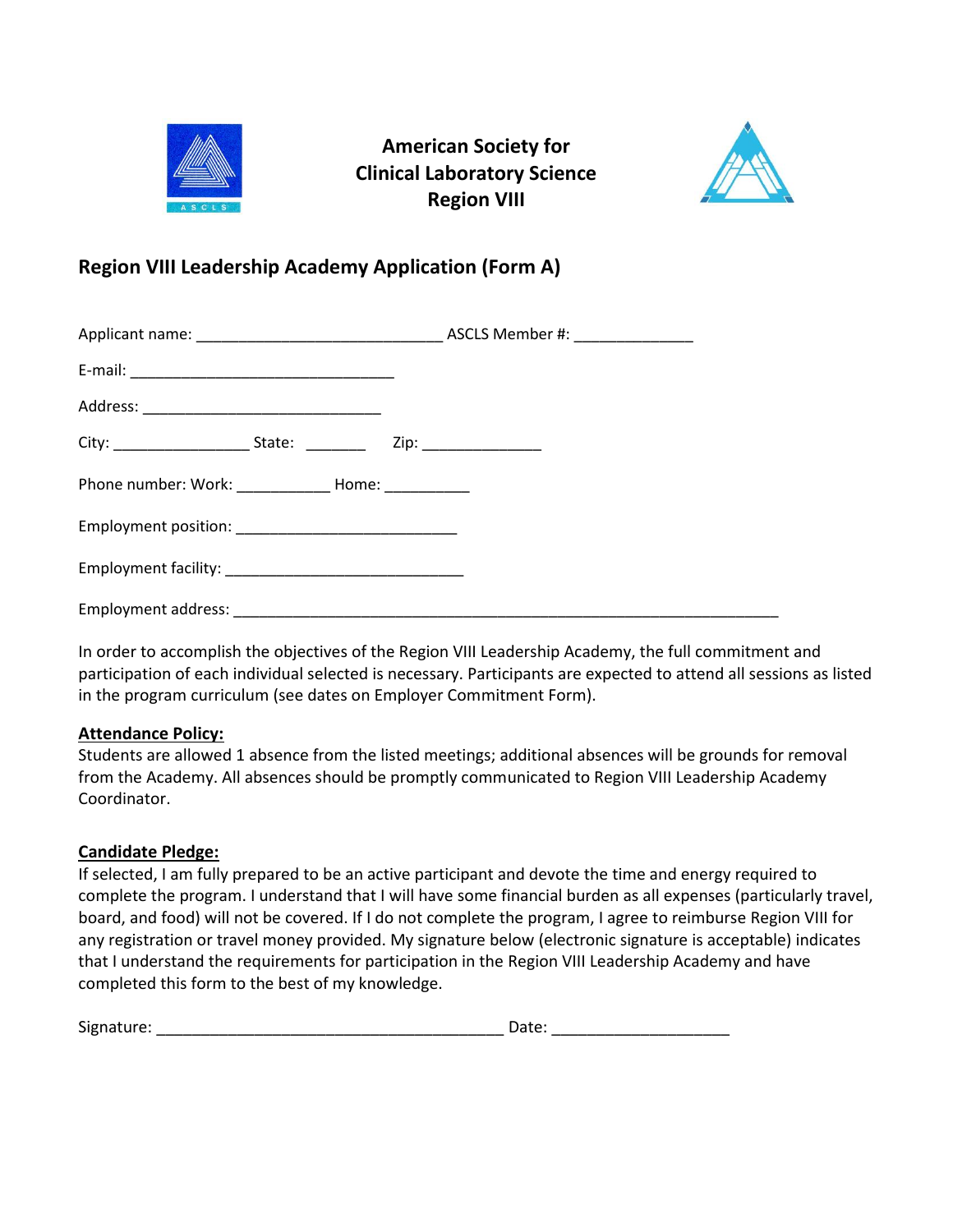**American Society for Clinical Laboratory Science Region VIII**

## Region VIII Leadership Academy Application (Form A)

Applicant name: ____________________________ ASCLS Member #: _____________

E-mail: ______________________________

Address: ___________________________

City: _______________ State: _______ Zip: _____________

Phone number: Work: ___________ Home: __________

Employment position: _________________________

Employment facility: ___________________________

Employment address: ______________________________________________________________

In order to accomplish the objectives of the Region VIII Leadership Academy, the full commitment and participation of each individual selected is necessary. Participants are expected to attend all sessions as listed in the program curriculum (see dates on Employer Commitment Form).

**Attendance Policy:**

Students are allowed 1 absence from the listed meetings; additional absences will be grounds for removal from the Academy. All absences should be promptly communicated to Region VIII Leadership Academy Coordinator.

**Candidate Pledge:**

If selected, I am fully prepared to be an active participant and devote the time and energy required to complete the program. I understand that I will have some financial burden as all expenses (particularly travel, board, and food) will not be covered. If I do not complete the program, I agree to reimburse Region VIII for any registration or travel money provided. My signature below (electronic signature is acceptable) indicates that I understand the requirements for participation in the Region VIII Leadership Academy and have completed this form to the best of my knowledge.

Signature: _______________________________________ Date: ____________________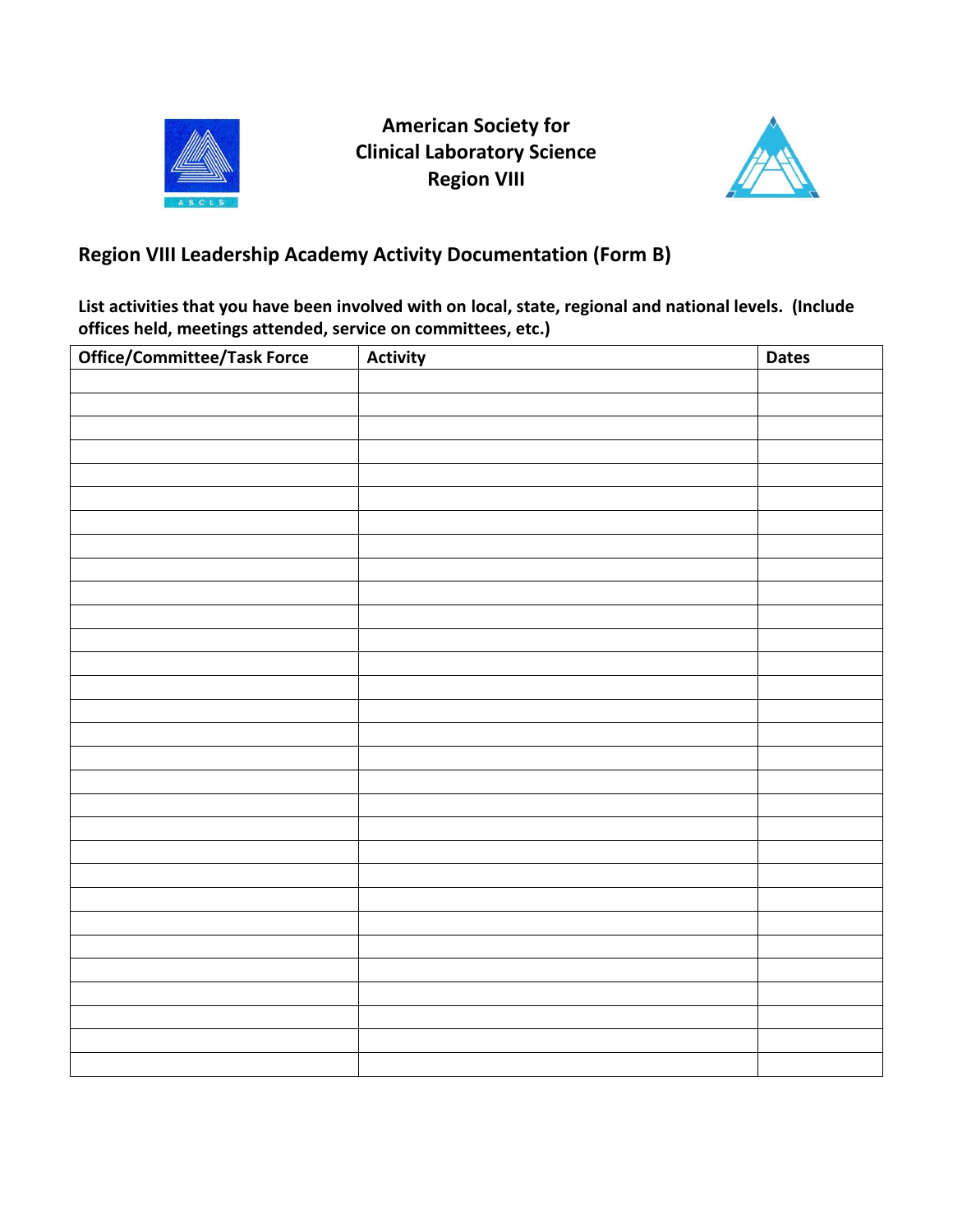**American Society for Clinical Laboratory Science Region VIII**

## Region VIII Leadership Academy Activity Documentation (Form B)

**List activities that you have been involved with on local, state, regional and national levels. (Include offices held, meetings attended, service on committees, etc.)**

| Office/Committee/Task Force | Activity | Dates |
|---|---|---|
| | | |
| | | |
| | | |
| | | |
| | | |
| | | |
| | | |
| | | |
| | | |
| | | |
| | | |
| | | |
| | | |
| | | |
| | | |
| | | |
| | | |
| | | |
| | | |
| | | |
| | | |
| | | |
| | | |
| | | |
| | | |
| | | |
| | | |
| | | |
| | | |
| | | |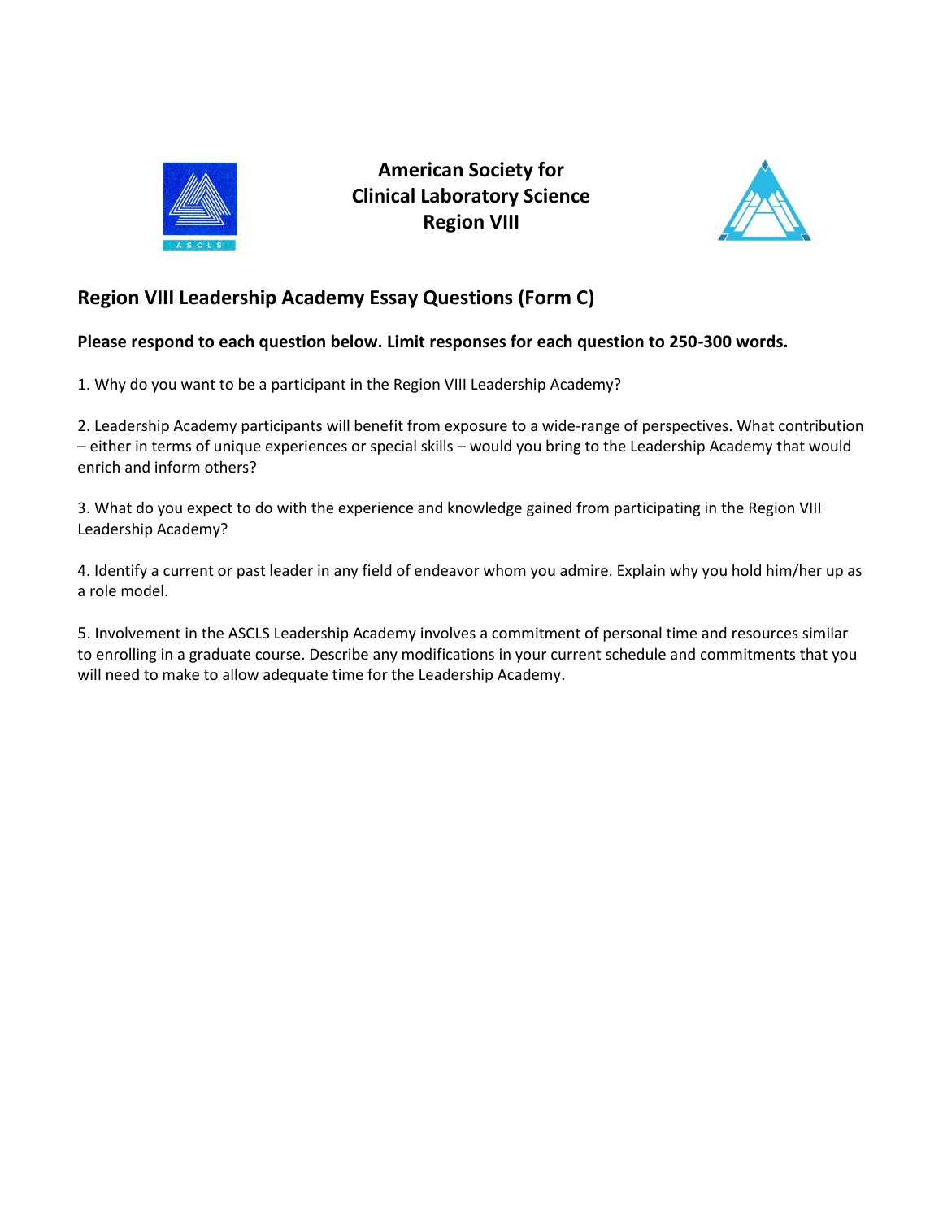**American Society for Clinical Laboratory Science Region VIII**

## Region VIII Leadership Academy Essay Questions (Form C)

**Please respond to each question below. Limit responses for each question to 250-300 words.**

1. Why do you want to be a participant in the Region VIII Leadership Academy?

2. Leadership Academy participants will benefit from exposure to a wide-range of perspectives. What contribution – either in terms of unique experiences or special skills – would you bring to the Leadership Academy that would enrich and inform others?

3. What do you expect to do with the experience and knowledge gained from participating in the Region VIII Leadership Academy?

4. Identify a current or past leader in any field of endeavor whom you admire. Explain why you hold him/her up as a role model.

5. Involvement in the ASCLS Leadership Academy involves a commitment of personal time and resources similar to enrolling in a graduate course. Describe any modifications in your current schedule and commitments that you will need to make to allow adequate time for the Leadership Academy.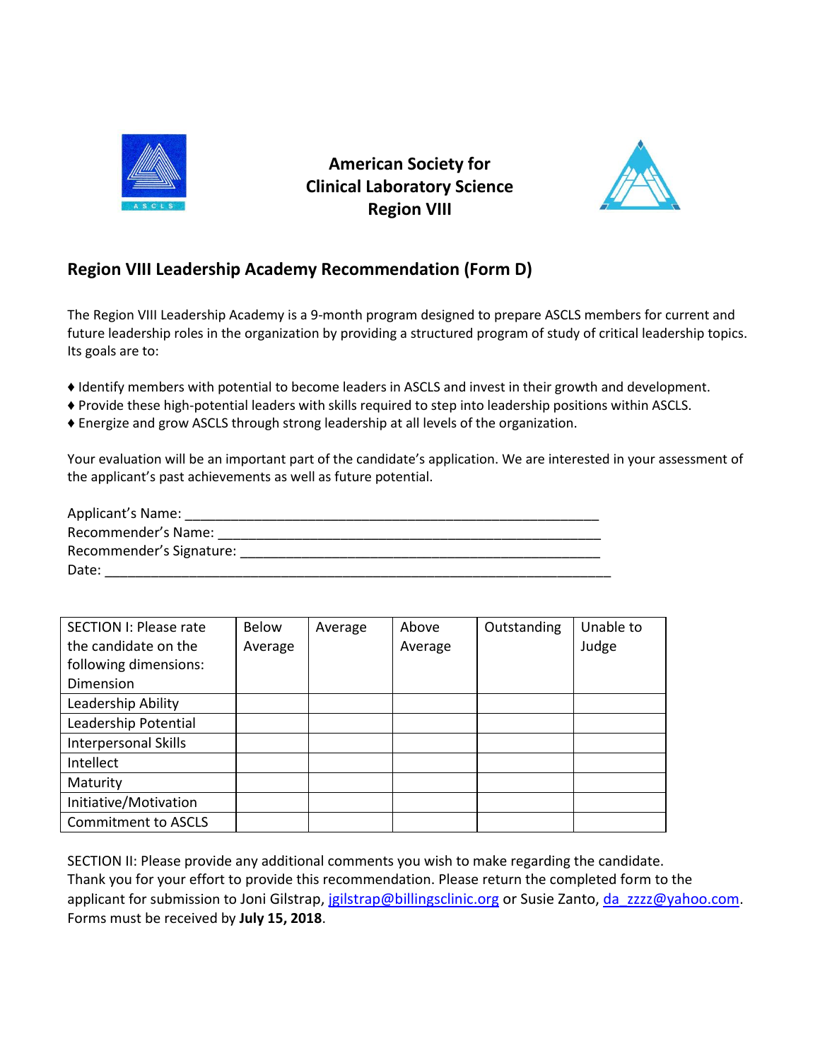**American Society for Clinical Laboratory Science Region VIII**

## Region VIII Leadership Academy Recommendation (Form D)

The Region VIII Leadership Academy is a 9-month program designed to prepare ASCLS members for current and future leadership roles in the organization by providing a structured program of study of critical leadership topics. Its goals are to:

- ♦ Identify members with potential to become leaders in ASCLS and invest in their growth and development.
- ♦ Provide these high-potential leaders with skills required to step into leadership positions within ASCLS.
- ♦ Energize and grow ASCLS through strong leadership at all levels of the organization.

Your evaluation will be an important part of the candidate's application. We are interested in your assessment of the applicant's past achievements as well as future potential.

Applicant's Name: ________________________________________________________
Recommender's Name: _____________________________________________________
Recommender's Signature: __________________________________________________
Date: _____________________________________________________________________

| SECTION I: Please rate the candidate on the following dimensions: Dimension | Below Average | Average | Above Average | Outstanding | Unable to Judge |
|---|---|---|---|---|---|
| Leadership Ability | | | | | |
| Leadership Potential | | | | | |
| Interpersonal Skills | | | | | |
| Intellect | | | | | |
| Maturity | | | | | |
| Initiative/Motivation | | | | | |
| Commitment to ASCLS | | | | | |

SECTION II: Please provide any additional comments you wish to make regarding the candidate.
Thank you for your effort to provide this recommendation. Please return the completed form to the applicant for submission to Joni Gilstrap, jgilstrap@billingsclinic.org or Susie Zanto, da_zzzz@yahoo.com. Forms must be received by **July 15, 2018**.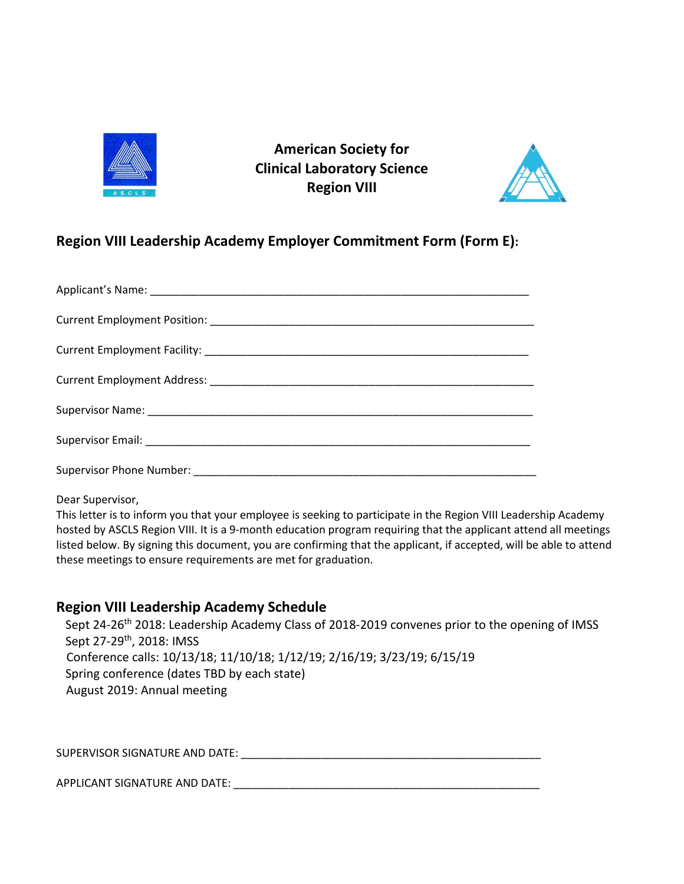**American Society for Clinical Laboratory Science Region VIII**

## Region VIII Leadership Academy Employer Commitment Form (Form E):

Applicant's Name: ______________________________________________________________

Current Employment Position: _____________________________________________________

Current Employment Facility: _____________________________________________________

Current Employment Address: _____________________________________________________

Supervisor Name: _______________________________________________________________

Supervisor Email: _______________________________________________________________

Supervisor Phone Number: _________________________________________________________

Dear Supervisor,
This letter is to inform you that your employee is seeking to participate in the Region VIII Leadership Academy hosted by ASCLS Region VIII. It is a 9-month education program requiring that the applicant attend all meetings listed below. By signing this document, you are confirming that the applicant, if accepted, will be able to attend these meetings to ensure requirements are met for graduation.

### Region VIII Leadership Academy Schedule

Sept 24-26th 2018: Leadership Academy Class of 2018-2019 convenes prior to the opening of IMSS
Sept 27-29th, 2018: IMSS
Conference calls: 10/13/18; 11/10/18; 1/12/19; 2/16/19; 3/23/19; 6/15/19
Spring conference (dates TBD by each state)
August 2019: Annual meeting

SUPERVISOR SIGNATURE AND DATE: ________________________________________________

APPLICANT SIGNATURE AND DATE: _________________________________________________